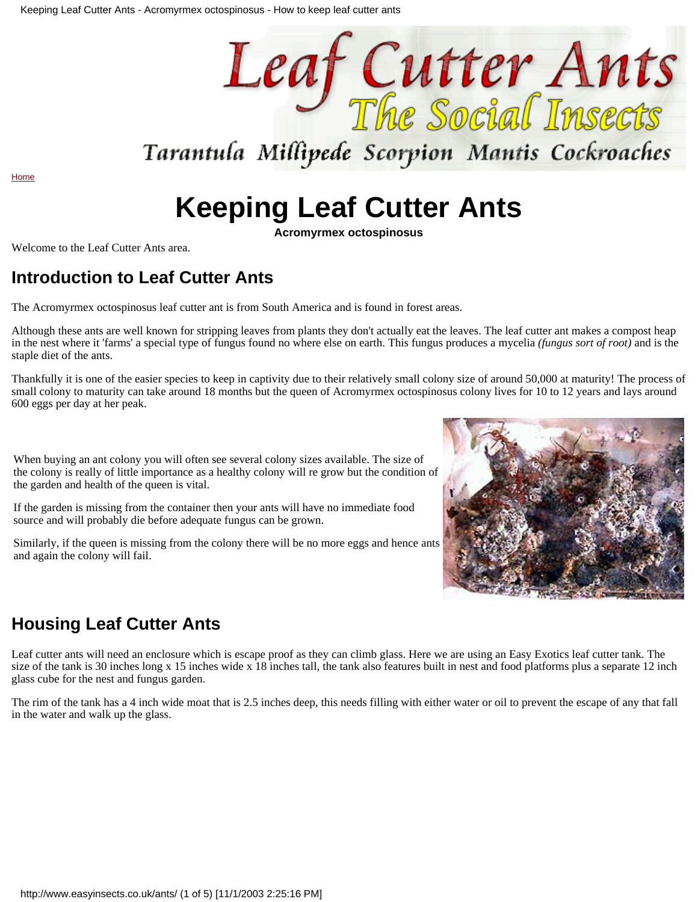Home

# Keeping Leaf Cutter Ants

**Acromyrmex octospinosus**

Welcome to the Leaf Cutter Ants area.

## Introduction to Leaf Cutter Ants

The Acromyrmex octospinosus leaf cutter ant is from South America and is found in forest areas.

Although these ants are well known for stripping leaves from plants they don't actually eat the leaves. The leaf cutter ant makes a compost heap in the nest where it 'farms' a special type of fungus found no where else on earth. This fungus produces a mycelia *(fungus sort of root)* and is the staple diet of the ants.

Thankfully it is one of the easier species to keep in captivity due to their relatively small colony size of around 50,000 at maturity! The process of small colony to maturity can take around 18 months but the queen of Acromyrmex octospinosus colony lives for 10 to 12 years and lays around 600 eggs per day at her peak.

When buying an ant colony you will often see several colony sizes available. The size of the colony is really of little importance as a healthy colony will re grow but the condition of the garden and health of the queen is vital.

If the garden is missing from the container then your ants will have no immediate food source and will probably die before adequate fungus can be grown.

Similarly, if the queen is missing from the colony there will be no more eggs and hence ants and again the colony will fail.

## Housing Leaf Cutter Ants

Leaf cutter ants will need an enclosure which is escape proof as they can climb glass. Here we are using an Easy Exotics leaf cutter tank. The size of the tank is 30 inches long x 15 inches wide x 18 inches tall, the tank also features built in nest and food platforms plus a separate 12 inch glass cube for the nest and fungus garden.

The rim of the tank has a 4 inch wide moat that is 2.5 inches deep, this needs filling with either water or oil to prevent the escape of any that fall in the water and walk up the glass.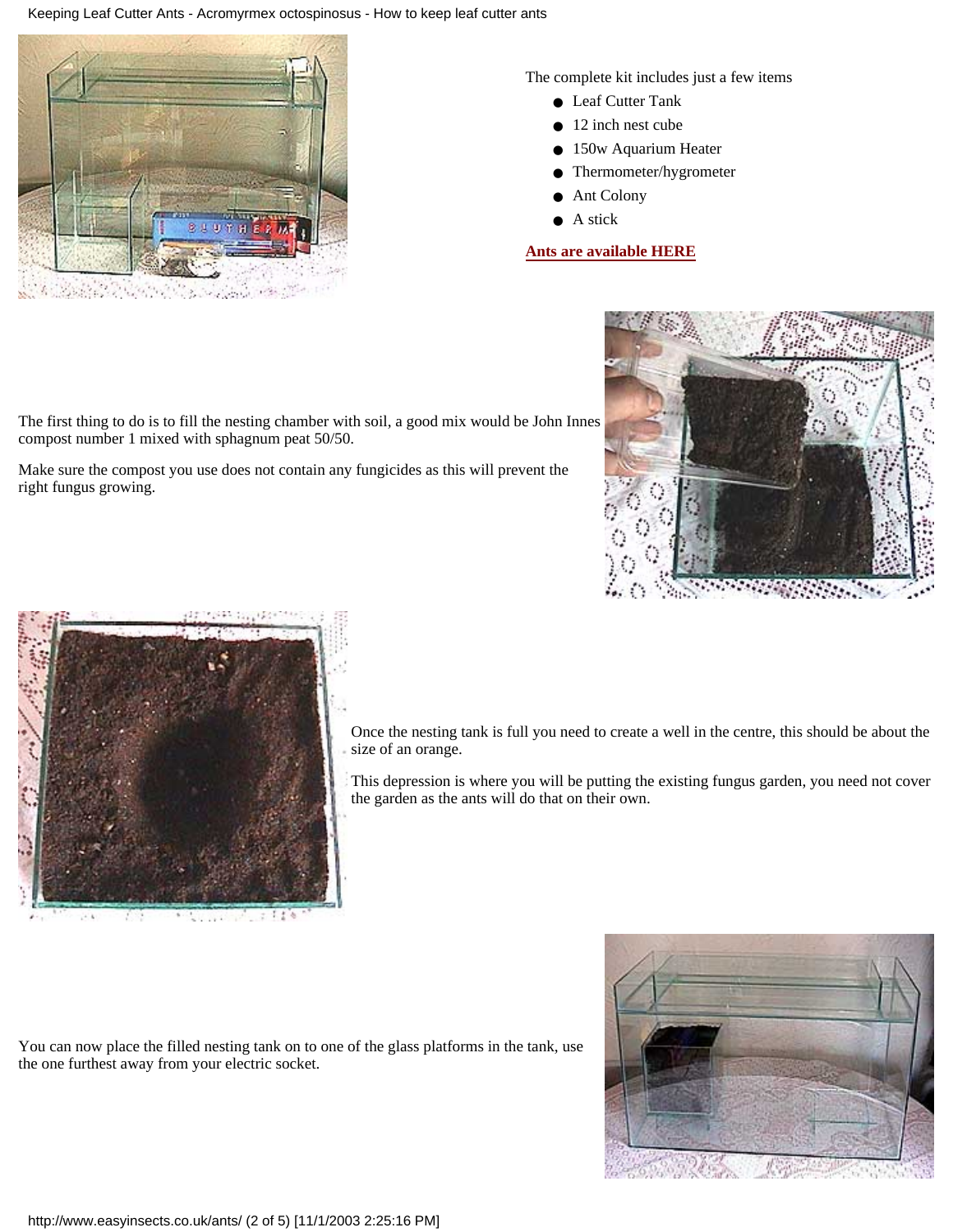The complete kit includes just a few items

- Leaf Cutter Tank
- 12 inch nest cube
- 150w Aquarium Heater
- Thermometer/hygrometer
- Ant Colony
- A stick

**Ants are available HERE**

The first thing to do is to fill the nesting chamber with soil, a good mix would be John Innes compost number 1 mixed with sphagnum peat 50/50.

Make sure the compost you use does not contain any fungicides as this will prevent the right fungus growing.

Once the nesting tank is full you need to create a well in the centre, this should be about the size of an orange.

This depression is where you will be putting the existing fungus garden, you need not cover the garden as the ants will do that on their own.

You can now place the filled nesting tank on to one of the glass platforms in the tank, use the one furthest away from your electric socket.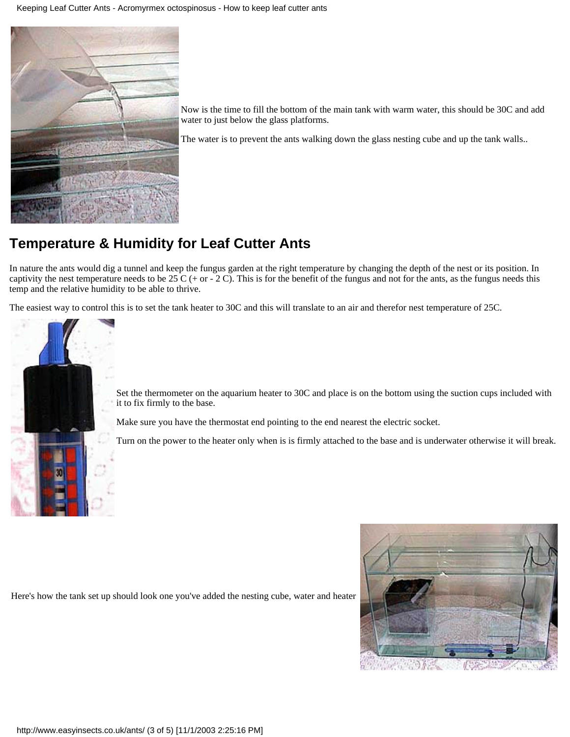Now is the time to fill the bottom of the main tank with warm water, this should be 30C and add water to just below the glass platforms.

The water is to prevent the ants walking down the glass nesting cube and up the tank walls..

## Temperature & Humidity for Leaf Cutter Ants

In nature the ants would dig a tunnel and keep the fungus garden at the right temperature by changing the depth of the nest or its position. In captivity the nest temperature needs to be 25 C (+ or - 2 C). This is for the benefit of the fungus and not for the ants, as the fungus needs this temp and the relative humidity to be able to thrive.

The easiest way to control this is to set the tank heater to 30C and this will translate to an air and therefor nest temperature of 25C.

Set the thermometer on the aquarium heater to 30C and place is on the bottom using the suction cups included with it to fix firmly to the base.

Make sure you have the thermostat end pointing to the end nearest the electric socket.

Turn on the power to the heater only when is is firmly attached to the base and is underwater otherwise it will break.

Here's how the tank set up should look one you've added the nesting cube, water and heater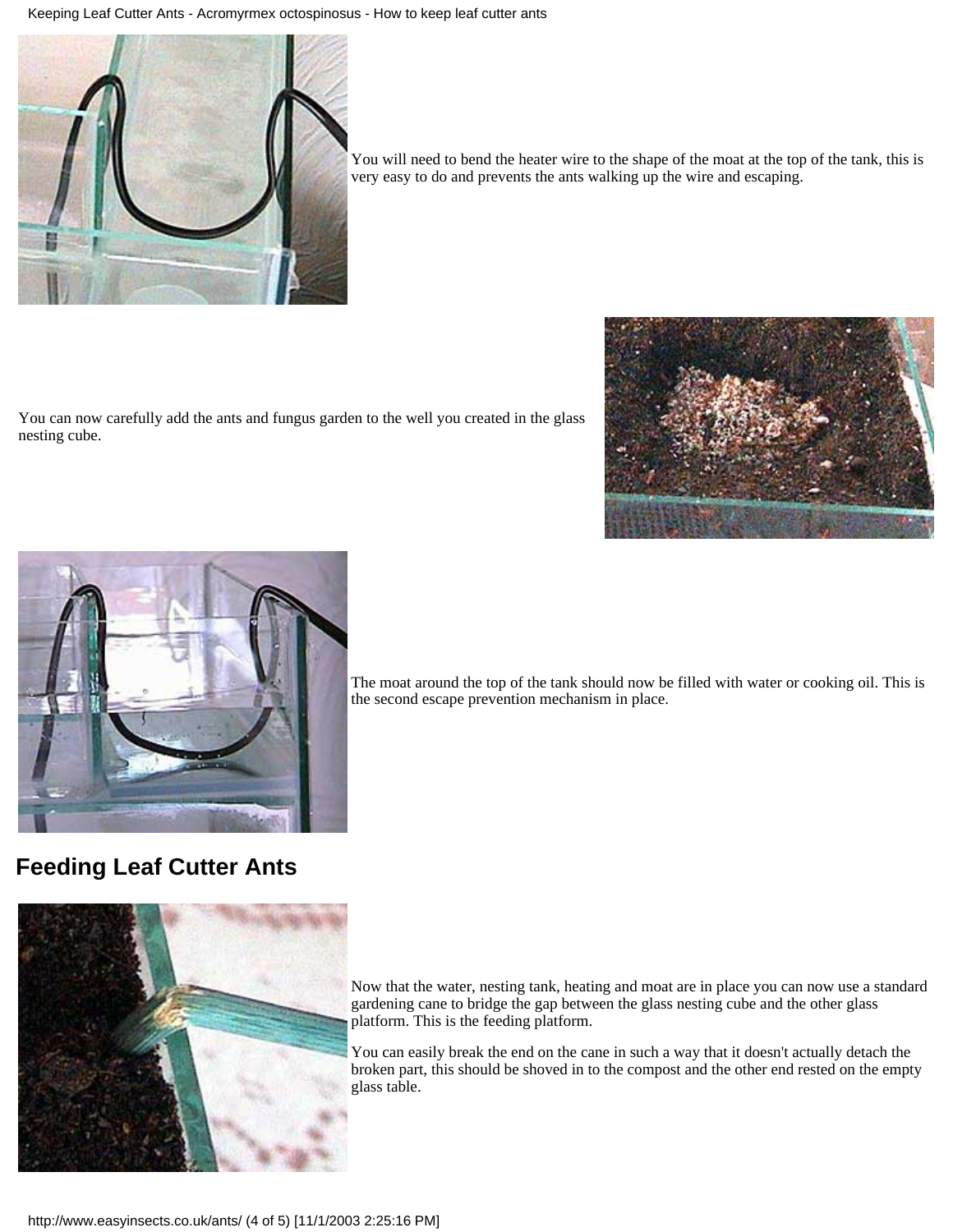You will need to bend the heater wire to the shape of the moat at the top of the tank, this is very easy to do and prevents the ants walking up the wire and escaping.

You can now carefully add the ants and fungus garden to the well you created in the glass nesting cube.

The moat around the top of the tank should now be filled with water or cooking oil. This is the second escape prevention mechanism in place.

## Feeding Leaf Cutter Ants

Now that the water, nesting tank, heating and moat are in place you can now use a standard gardening cane to bridge the gap between the glass nesting cube and the other glass platform. This is the feeding platform.

You can easily break the end on the cane in such a way that it doesn't actually detach the broken part, this should be shoved in to the compost and the other end rested on the empty glass table.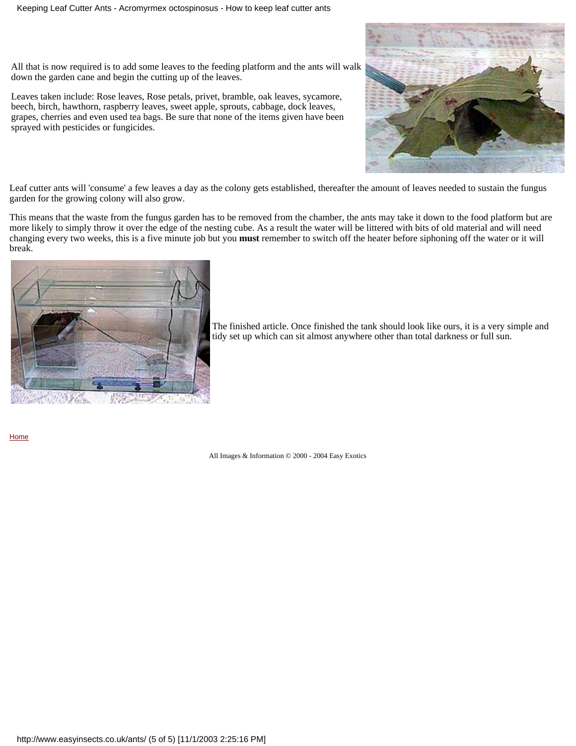All that is now required is to add some leaves to the feeding platform and the ants will walk down the garden cane and begin the cutting up of the leaves.

Leaves taken include: Rose leaves, Rose petals, privet, bramble, oak leaves, sycamore, beech, birch, hawthorn, raspberry leaves, sweet apple, sprouts, cabbage, dock leaves, grapes, cherries and even used tea bags. Be sure that none of the items given have been sprayed with pesticides or fungicides.

Leaf cutter ants will 'consume' a few leaves a day as the colony gets established, thereafter the amount of leaves needed to sustain the fungus garden for the growing colony will also grow.

This means that the waste from the fungus garden has to be removed from the chamber, the ants may take it down to the food platform but are more likely to simply throw it over the edge of the nesting cube. As a result the water will be littered with bits of old material and will need changing every two weeks, this is a five minute job but you **must** remember to switch off the heater before siphoning off the water or it will break.

The finished article. Once finished the tank should look like ours, it is a very simple and tidy set up which can sit almost anywhere other than total darkness or full sun.

Home

All Images & Information © 2000 - 2004 Easy Exotics